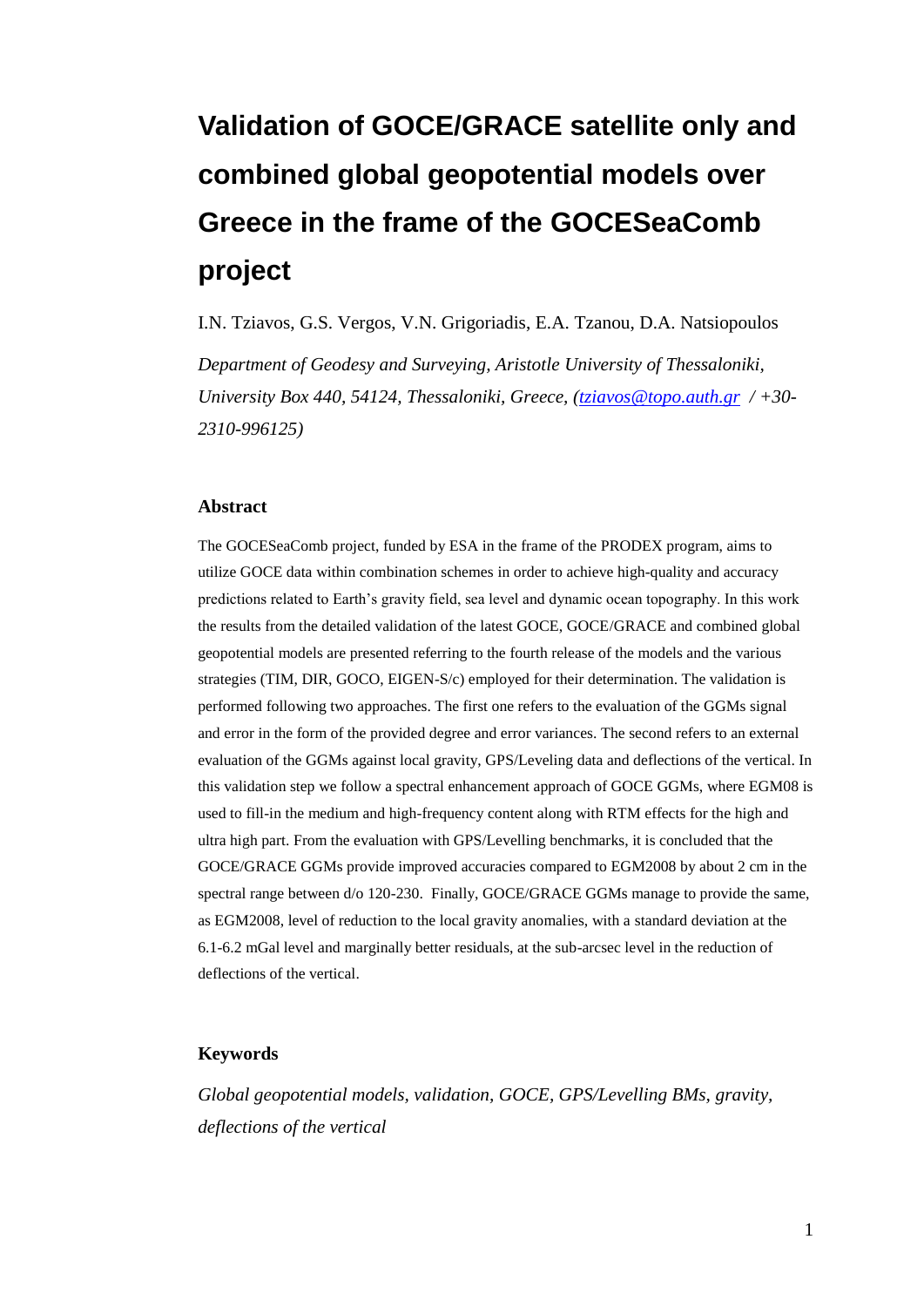# Validation of GOCE/GRACE satellite only and combined global geopotential models over Greece in the frame of the GOCESeaComb project

I.N. Tziavos, G.S. Vergos, V.N. Grigoriadis, E.A. Tzanou, D.A. Natsiopoulos

*Department of Geodesy and Surveying, Aristotle University of Thessaloniki, University Box 440, 54124, Thessaloniki, Greece, (tziavos@topo.auth.gr / +30-2310-996125)*

## Abstract

The GOCESeaComb project, funded by ESA in the frame of the PRODEX program, aims to utilize GOCE data within combination schemes in order to achieve high-quality and accuracy predictions related to Earth's gravity field, sea level and dynamic ocean topography. In this work the results from the detailed validation of the latest GOCE, GOCE/GRACE and combined global geopotential models are presented referring to the fourth release of the models and the various strategies (TIM, DIR, GOCO, EIGEN-S/c) employed for their determination. The validation is performed following two approaches. The first one refers to the evaluation of the GGMs signal and error in the form of the provided degree and error variances. The second refers to an external evaluation of the GGMs against local gravity, GPS/Leveling data and deflections of the vertical. In this validation step we follow a spectral enhancement approach of GOCE GGMs, where EGM08 is used to fill-in the medium and high-frequency content along with RTM effects for the high and ultra high part. From the evaluation with GPS/Levelling benchmarks, it is concluded that the GOCE/GRACE GGMs provide improved accuracies compared to EGM2008 by about 2 cm in the spectral range between d/o 120-230. Finally, GOCE/GRACE GGMs manage to provide the same, as EGM2008, level of reduction to the local gravity anomalies, with a standard deviation at the 6.1-6.2 mGal level and marginally better residuals, at the sub-arcsec level in the reduction of deflections of the vertical.

## Keywords

*Global geopotential models, validation, GOCE, GPS/Levelling BMs, gravity, deflections of the vertical*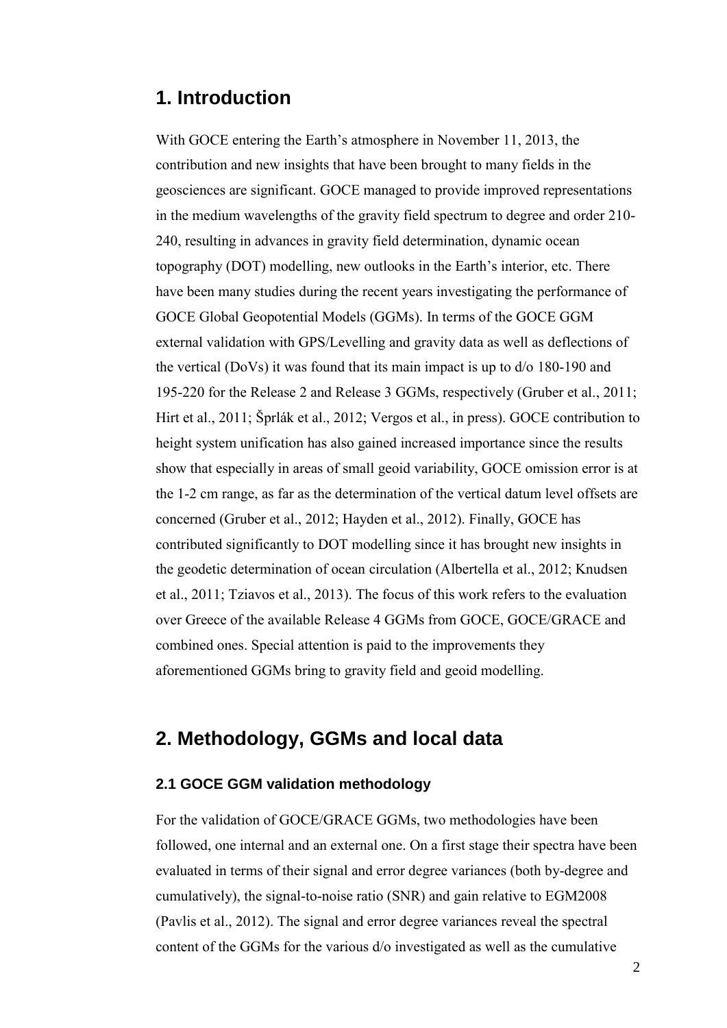## 1. Introduction

With GOCE entering the Earth's atmosphere in November 11, 2013, the contribution and new insights that have been brought to many fields in the geosciences are significant. GOCE managed to provide improved representations in the medium wavelengths of the gravity field spectrum to degree and order 210-240, resulting in advances in gravity field determination, dynamic ocean topography (DOT) modelling, new outlooks in the Earth's interior, etc. There have been many studies during the recent years investigating the performance of GOCE Global Geopotential Models (GGMs). In terms of the GOCE GGM external validation with GPS/Levelling and gravity data as well as deflections of the vertical (DoVs) it was found that its main impact is up to d/o 180-190 and 195-220 for the Release 2 and Release 3 GGMs, respectively (Gruber et al., 2011; Hirt et al., 2011; Šprlák et al., 2012; Vergos et al., in press). GOCE contribution to height system unification has also gained increased importance since the results show that especially in areas of small geoid variability, GOCE omission error is at the 1-2 cm range, as far as the determination of the vertical datum level offsets are concerned (Gruber et al., 2012; Hayden et al., 2012). Finally, GOCE has contributed significantly to DOT modelling since it has brought new insights in the geodetic determination of ocean circulation (Albertella et al., 2012; Knudsen et al., 2011; Tziavos et al., 2013). The focus of this work refers to the evaluation over Greece of the available Release 4 GGMs from GOCE, GOCE/GRACE and combined ones. Special attention is paid to the improvements they aforementioned GGMs bring to gravity field and geoid modelling.

## 2. Methodology, GGMs and local data

### 2.1 GOCE GGM validation methodology

For the validation of GOCE/GRACE GGMs, two methodologies have been followed, one internal and an external one. On a first stage their spectra have been evaluated in terms of their signal and error degree variances (both by-degree and cumulatively), the signal-to-noise ratio (SNR) and gain relative to EGM2008 (Pavlis et al., 2012). The signal and error degree variances reveal the spectral content of the GGMs for the various d/o investigated as well as the cumulative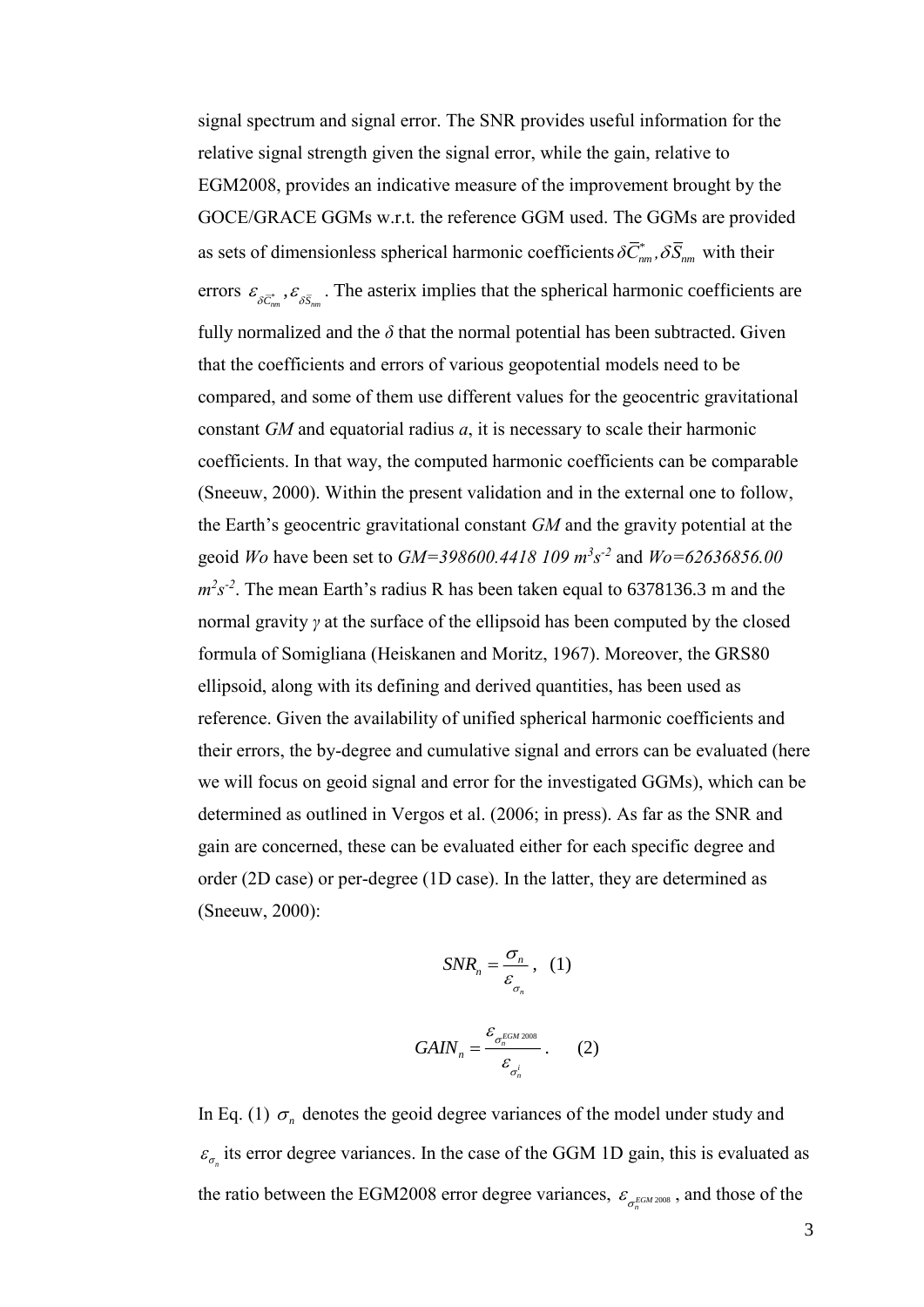signal spectrum and signal error. The SNR provides useful information for the relative signal strength given the signal error, while the gain, relative to EGM2008, provides an indicative measure of the improvement brought by the GOCE/GRACE GGMs w.r.t. the reference GGM used. The GGMs are provided as sets of dimensionless spherical harmonic coefficients $\delta\overline{C}^{*}_{nm}, \delta\overline{S}_{nm}$ with their errors $\varepsilon_{\delta\overline{C}^{*}_{nm}}, \varepsilon_{\delta\overline{S}_{nm}}$. The asterix implies that the spherical harmonic coefficients are fully normalized and the *δ* that the normal potential has been subtracted. Given that the coefficients and errors of various geopotential models need to be compared, and some of them use different values for the geocentric gravitational constant *GM* and equatorial radius *a*, it is necessary to scale their harmonic coefficients. In that way, the computed harmonic coefficients can be comparable (Sneeuw, 2000). Within the present validation and in the external one to follow, the Earth's geocentric gravitational constant *GM* and the gravity potential at the geoid *Wo* have been set to $GM=398600.4418\ 109\ m^3s^{-2}$ and $Wo=62636856.00\ m^2s^{-2}$. The mean Earth's radius R has been taken equal to 6378136.3 m and the normal gravity *γ* at the surface of the ellipsoid has been computed by the closed formula of Somigliana (Heiskanen and Moritz, 1967). Moreover, the GRS80 ellipsoid, along with its defining and derived quantities, has been used as reference. Given the availability of unified spherical harmonic coefficients and their errors, the by-degree and cumulative signal and errors can be evaluated (here we will focus on geoid signal and error for the investigated GGMs), which can be determined as outlined in Vergos et al. (2006; in press). As far as the SNR and gain are concerned, these can be evaluated either for each specific degree and order (2D case) or per-degree (1D case). In the latter, they are determined as (Sneeuw, 2000):

$$SNR_n = \frac{\sigma_n}{\varepsilon_{\sigma_n}}, \quad (1)$$

$$GAIN_n = \frac{\varepsilon_{\sigma_n^{EGM\,2008}}}{\varepsilon_{\sigma_n^{i}}}. \quad (2)$$

In Eq. (1) $\sigma_n$ denotes the geoid degree variances of the model under study and $\varepsilon_{\sigma_n}$ its error degree variances. In the case of the GGM 1D gain, this is evaluated as the ratio between the EGM2008 error degree variances, $\varepsilon_{\sigma_n^{EGM\,2008}}$, and those of the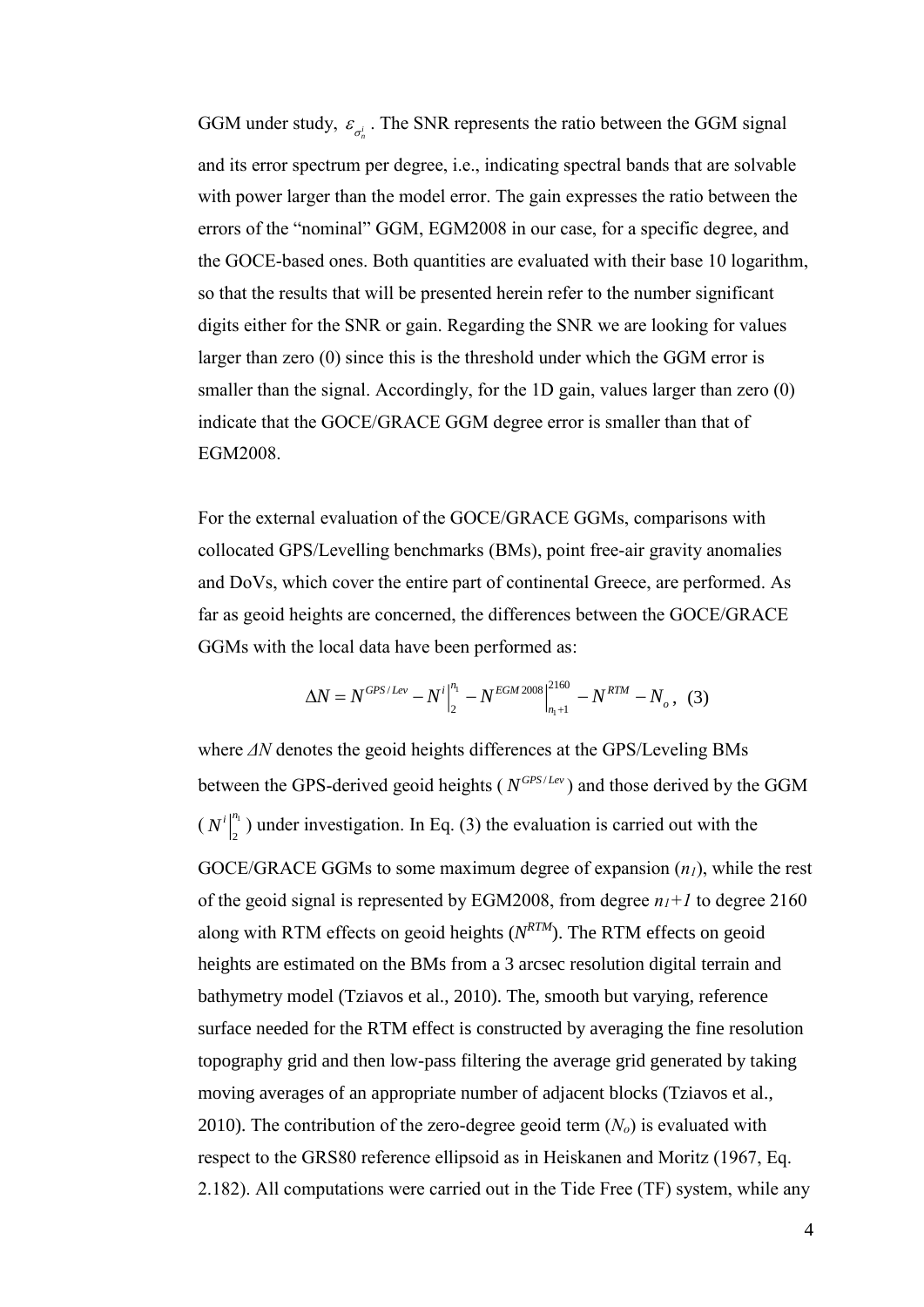GGM under study, $\varepsilon_{\sigma_n^i}$. The SNR represents the ratio between the GGM signal and its error spectrum per degree, i.e., indicating spectral bands that are solvable with power larger than the model error. The gain expresses the ratio between the errors of the "nominal" GGM, EGM2008 in our case, for a specific degree, and the GOCE-based ones. Both quantities are evaluated with their base 10 logarithm, so that the results that will be presented herein refer to the number significant digits either for the SNR or gain. Regarding the SNR we are looking for values larger than zero (0) since this is the threshold under which the GGM error is smaller than the signal. Accordingly, for the 1D gain, values larger than zero (0) indicate that the GOCE/GRACE GGM degree error is smaller than that of EGM2008.

For the external evaluation of the GOCE/GRACE GGMs, comparisons with collocated GPS/Levelling benchmarks (BMs), point free-air gravity anomalies and DoVs, which cover the entire part of continental Greece, are performed. As far as geoid heights are concerned, the differences between the GOCE/GRACE GGMs with the local data have been performed as:

$$\Delta N = N^{GPS/Lev} - N^i\Big|_2^{n_1} - N^{EGM2008}\Big|_{n_1+1}^{2160} - N^{RTM} - N_o, \quad (3)$$

where $\Delta N$ denotes the geoid heights differences at the GPS/Leveling BMs between the GPS-derived geoid heights ($N^{GPS/Lev}$) and those derived by the GGM ($N^i\big|_2^{n_1}$) under investigation. In Eq. (3) the evaluation is carried out with the GOCE/GRACE GGMs to some maximum degree of expansion ($n_1$), while the rest of the geoid signal is represented by EGM2008, from degree $n_1+1$ to degree 2160 along with RTM effects on geoid heights ($N^{RTM}$). The RTM effects on geoid heights are estimated on the BMs from a 3 arcsec resolution digital terrain and bathymetry model (Tziavos et al., 2010). The, smooth but varying, reference surface needed for the RTM effect is constructed by averaging the fine resolution topography grid and then low-pass filtering the average grid generated by taking moving averages of an appropriate number of adjacent blocks (Tziavos et al., 2010). The contribution of the zero-degree geoid term ($N_o$) is evaluated with respect to the GRS80 reference ellipsoid as in Heiskanen and Moritz (1967, Eq. 2.182). All computations were carried out in the Tide Free (TF) system, while any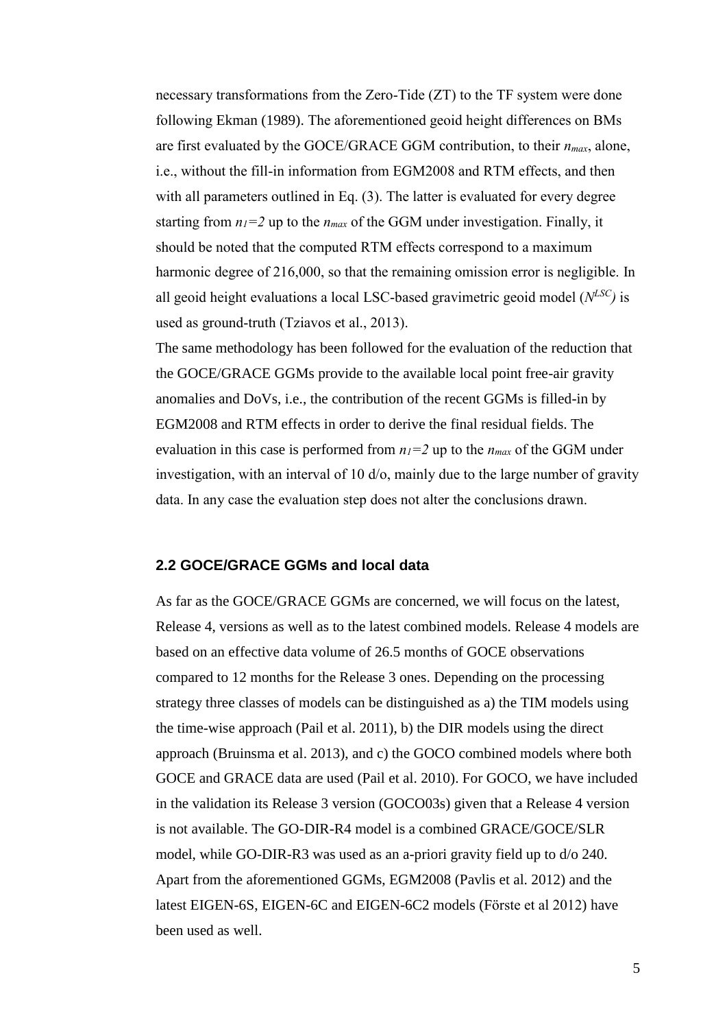necessary transformations from the Zero-Tide (ZT) to the TF system were done following Ekman (1989). The aforementioned geoid height differences on BMs are first evaluated by the GOCE/GRACE GGM contribution, to their $n_{max}$, alone, i.e., without the fill-in information from EGM2008 and RTM effects, and then with all parameters outlined in Eq. (3). The latter is evaluated for every degree starting from $n_1=2$ up to the $n_{max}$ of the GGM under investigation. Finally, it should be noted that the computed RTM effects correspond to a maximum harmonic degree of 216,000, so that the remaining omission error is negligible. In all geoid height evaluations a local LSC-based gravimetric geoid model ($N^{LSC}$) is used as ground-truth (Tziavos et al., 2013).

The same methodology has been followed for the evaluation of the reduction that the GOCE/GRACE GGMs provide to the available local point free-air gravity anomalies and DoVs, i.e., the contribution of the recent GGMs is filled-in by EGM2008 and RTM effects in order to derive the final residual fields. The evaluation in this case is performed from $n_1=2$ up to the $n_{max}$ of the GGM under investigation, with an interval of 10 d/o, mainly due to the large number of gravity data. In any case the evaluation step does not alter the conclusions drawn.

## 2.2 GOCE/GRACE GGMs and local data

As far as the GOCE/GRACE GGMs are concerned, we will focus on the latest, Release 4, versions as well as to the latest combined models. Release 4 models are based on an effective data volume of 26.5 months of GOCE observations compared to 12 months for the Release 3 ones. Depending on the processing strategy three classes of models can be distinguished as a) the TIM models using the time-wise approach (Pail et al. 2011), b) the DIR models using the direct approach (Bruinsma et al. 2013), and c) the GOCO combined models where both GOCE and GRACE data are used (Pail et al. 2010). For GOCO, we have included in the validation its Release 3 version (GOCO03s) given that a Release 4 version is not available. The GO-DIR-R4 model is a combined GRACE/GOCE/SLR model, while GO-DIR-R3 was used as an a-priori gravity field up to d/o 240. Apart from the aforementioned GGMs, EGM2008 (Pavlis et al. 2012) and the latest EIGEN-6S, EIGEN-6C and EIGEN-6C2 models (Förste et al 2012) have been used as well.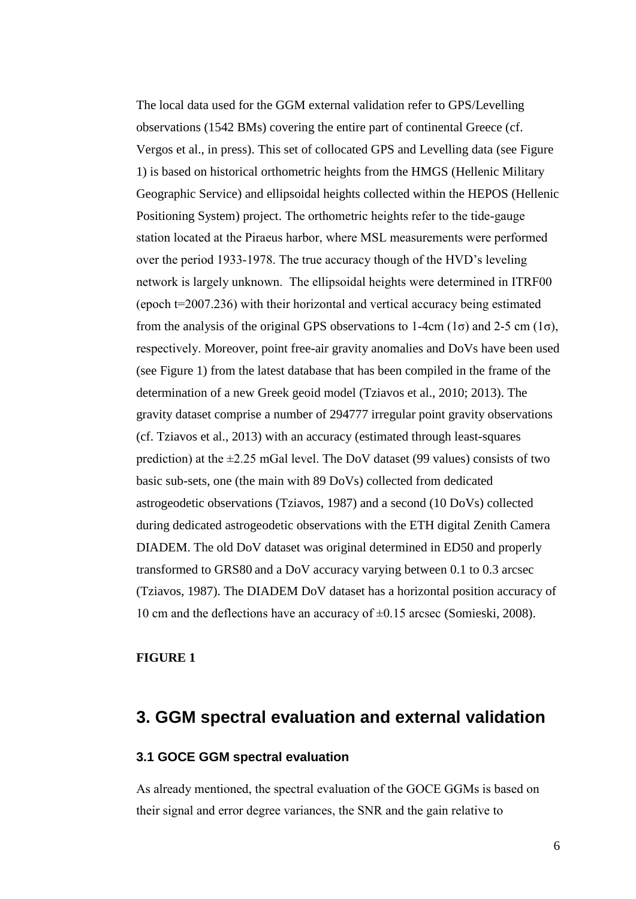The local data used for the GGM external validation refer to GPS/Levelling observations (1542 BMs) covering the entire part of continental Greece (cf. Vergos et al., in press). This set of collocated GPS and Levelling data (see Figure 1) is based on historical orthometric heights from the HMGS (Hellenic Military Geographic Service) and ellipsoidal heights collected within the HEPOS (Hellenic Positioning System) project. The orthometric heights refer to the tide-gauge station located at the Piraeus harbor, where MSL measurements were performed over the period 1933-1978. The true accuracy though of the HVD's leveling network is largely unknown. The ellipsoidal heights were determined in ITRF00 (epoch t=2007.236) with their horizontal and vertical accuracy being estimated from the analysis of the original GPS observations to 1-4cm (1σ) and 2-5 cm (1σ), respectively. Moreover, point free-air gravity anomalies and DoVs have been used (see Figure 1) from the latest database that has been compiled in the frame of the determination of a new Greek geoid model (Tziavos et al., 2010; 2013). The gravity dataset comprise a number of 294777 irregular point gravity observations (cf. Tziavos et al., 2013) with an accuracy (estimated through least-squares prediction) at the ±2.25 mGal level. The DoV dataset (99 values) consists of two basic sub-sets, one (the main with 89 DoVs) collected from dedicated astrogeodetic observations (Tziavos, 1987) and a second (10 DoVs) collected during dedicated astrogeodetic observations with the ETH digital Zenith Camera DIADEM. The old DoV dataset was original determined in ED50 and properly transformed to GRS80 and a DoV accuracy varying between 0.1 to 0.3 arcsec (Tziavos, 1987). The DIADEM DoV dataset has a horizontal position accuracy of 10 cm and the deflections have an accuracy of ±0.15 arcsec (Somieski, 2008).

**FIGURE 1**

## 3. GGM spectral evaluation and external validation

### 3.1 GOCE GGM spectral evaluation

As already mentioned, the spectral evaluation of the GOCE GGMs is based on their signal and error degree variances, the SNR and the gain relative to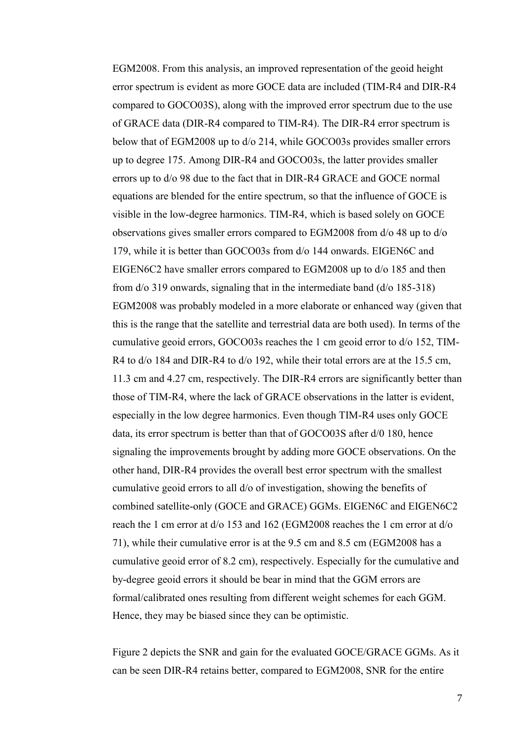EGM2008. From this analysis, an improved representation of the geoid height error spectrum is evident as more GOCE data are included (TIM-R4 and DIR-R4 compared to GOCO03S), along with the improved error spectrum due to the use of GRACE data (DIR-R4 compared to TIM-R4). The DIR-R4 error spectrum is below that of EGM2008 up to d/o 214, while GOCO03s provides smaller errors up to degree 175. Among DIR-R4 and GOCO03s, the latter provides smaller errors up to d/o 98 due to the fact that in DIR-R4 GRACE and GOCE normal equations are blended for the entire spectrum, so that the influence of GOCE is visible in the low-degree harmonics. TIM-R4, which is based solely on GOCE observations gives smaller errors compared to EGM2008 from d/o 48 up to d/o 179, while it is better than GOCO03s from d/o 144 onwards. EIGEN6C and EIGEN6C2 have smaller errors compared to EGM2008 up to d/o 185 and then from d/o 319 onwards, signaling that in the intermediate band (d/o 185-318) EGM2008 was probably modeled in a more elaborate or enhanced way (given that this is the range that the satellite and terrestrial data are both used). In terms of the cumulative geoid errors, GOCO03s reaches the 1 cm geoid error to d/o 152, TIM-R4 to d/o 184 and DIR-R4 to d/o 192, while their total errors are at the 15.5 cm, 11.3 cm and 4.27 cm, respectively. The DIR-R4 errors are significantly better than those of TIM-R4, where the lack of GRACE observations in the latter is evident, especially in the low degree harmonics. Even though TIM-R4 uses only GOCE data, its error spectrum is better than that of GOCO03S after d/0 180, hence signaling the improvements brought by adding more GOCE observations. On the other hand, DIR-R4 provides the overall best error spectrum with the smallest cumulative geoid errors to all d/o of investigation, showing the benefits of combined satellite-only (GOCE and GRACE) GGMs. EIGEN6C and EIGEN6C2 reach the 1 cm error at d/o 153 and 162 (EGM2008 reaches the 1 cm error at d/o 71), while their cumulative error is at the 9.5 cm and 8.5 cm (EGM2008 has a cumulative geoid error of 8.2 cm), respectively. Especially for the cumulative and by-degree geoid errors it should be bear in mind that the GGM errors are formal/calibrated ones resulting from different weight schemes for each GGM. Hence, they may be biased since they can be optimistic.

Figure 2 depicts the SNR and gain for the evaluated GOCE/GRACE GGMs. As it can be seen DIR-R4 retains better, compared to EGM2008, SNR for the entire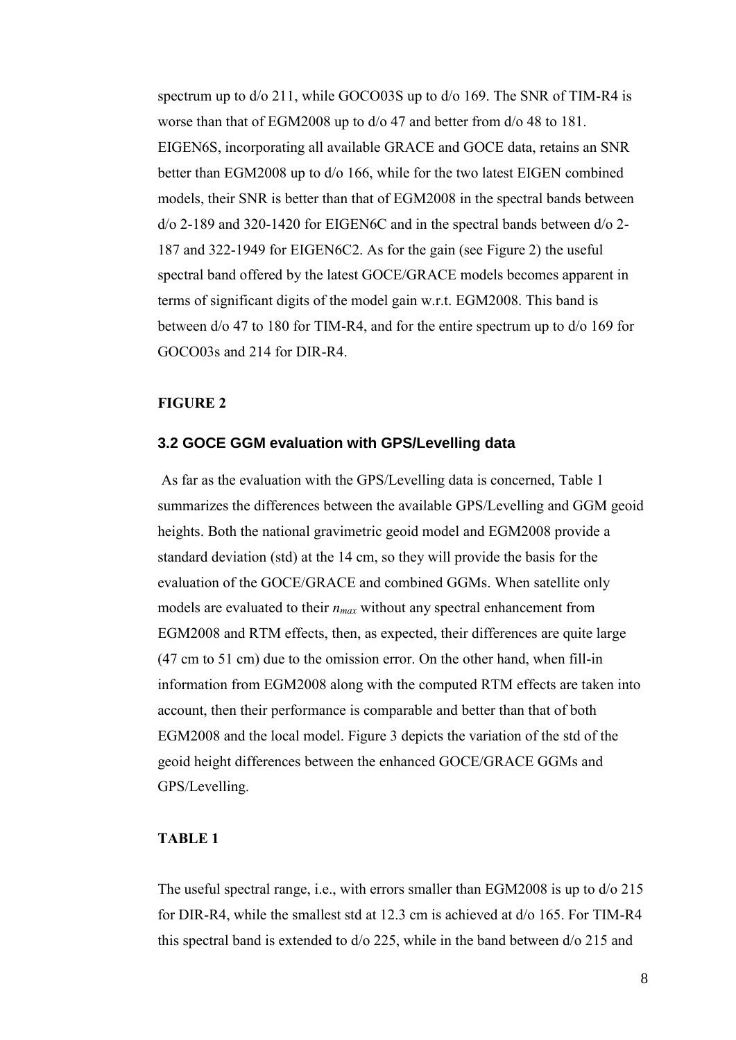spectrum up to d/o 211, while GOCO03S up to d/o 169. The SNR of TIM-R4 is worse than that of EGM2008 up to d/o 47 and better from d/o 48 to 181. EIGEN6S, incorporating all available GRACE and GOCE data, retains an SNR better than EGM2008 up to d/o 166, while for the two latest EIGEN combined models, their SNR is better than that of EGM2008 in the spectral bands between d/o 2-189 and 320-1420 for EIGEN6C and in the spectral bands between d/o 2-187 and 322-1949 for EIGEN6C2. As for the gain (see Figure 2) the useful spectral band offered by the latest GOCE/GRACE models becomes apparent in terms of significant digits of the model gain w.r.t. EGM2008. This band is between d/o 47 to 180 for TIM-R4, and for the entire spectrum up to d/o 169 for GOCO03s and 214 for DIR-R4.

**FIGURE 2**

### 3.2 GOCE GGM evaluation with GPS/Levelling data

As far as the evaluation with the GPS/Levelling data is concerned, Table 1 summarizes the differences between the available GPS/Levelling and GGM geoid heights. Both the national gravimetric geoid model and EGM2008 provide a standard deviation (std) at the 14 cm, so they will provide the basis for the evaluation of the GOCE/GRACE and combined GGMs. When satellite only models are evaluated to their $n_{max}$ without any spectral enhancement from EGM2008 and RTM effects, then, as expected, their differences are quite large (47 cm to 51 cm) due to the omission error. On the other hand, when fill-in information from EGM2008 along with the computed RTM effects are taken into account, then their performance is comparable and better than that of both EGM2008 and the local model. Figure 3 depicts the variation of the std of the geoid height differences between the enhanced GOCE/GRACE GGMs and GPS/Levelling.

**TABLE 1**

The useful spectral range, i.e., with errors smaller than EGM2008 is up to d/o 215 for DIR-R4, while the smallest std at 12.3 cm is achieved at d/o 165. For TIM-R4 this spectral band is extended to d/o 225, while in the band between d/o 215 and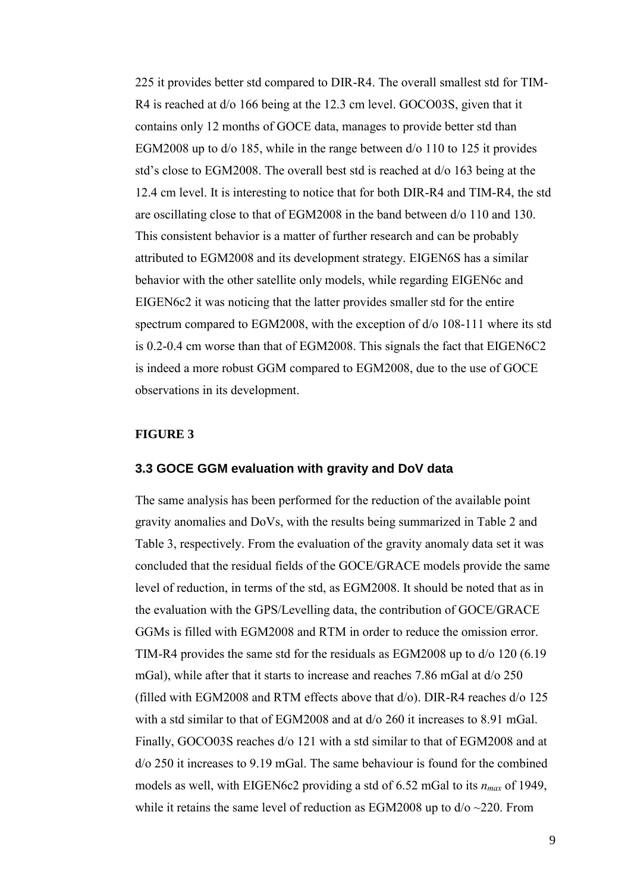225 it provides better std compared to DIR-R4. The overall smallest std for TIM-R4 is reached at d/o 166 being at the 12.3 cm level. GOCO03S, given that it contains only 12 months of GOCE data, manages to provide better std than EGM2008 up to d/o 185, while in the range between d/o 110 to 125 it provides std's close to EGM2008. The overall best std is reached at d/o 163 being at the 12.4 cm level. It is interesting to notice that for both DIR-R4 and TIM-R4, the std are oscillating close to that of EGM2008 in the band between d/o 110 and 130. This consistent behavior is a matter of further research and can be probably attributed to EGM2008 and its development strategy. EIGEN6S has a similar behavior with the other satellite only models, while regarding EIGEN6c and EIGEN6c2 it was noticing that the latter provides smaller std for the entire spectrum compared to EGM2008, with the exception of d/o 108-111 where its std is 0.2-0.4 cm worse than that of EGM2008. This signals the fact that EIGEN6C2 is indeed a more robust GGM compared to EGM2008, due to the use of GOCE observations in its development.

**FIGURE 3**

### 3.3 GOCE GGM evaluation with gravity and DoV data

The same analysis has been performed for the reduction of the available point gravity anomalies and DoVs, with the results being summarized in Table 2 and Table 3, respectively. From the evaluation of the gravity anomaly data set it was concluded that the residual fields of the GOCE/GRACE models provide the same level of reduction, in terms of the std, as EGM2008. It should be noted that as in the evaluation with the GPS/Levelling data, the contribution of GOCE/GRACE GGMs is filled with EGM2008 and RTM in order to reduce the omission error. TIM-R4 provides the same std for the residuals as EGM2008 up to d/o 120 (6.19 mGal), while after that it starts to increase and reaches 7.86 mGal at d/o 250 (filled with EGM2008 and RTM effects above that d/o). DIR-R4 reaches d/o 125 with a std similar to that of EGM2008 and at d/o 260 it increases to 8.91 mGal. Finally, GOCO03S reaches d/o 121 with a std similar to that of EGM2008 and at d/o 250 it increases to 9.19 mGal. The same behaviour is found for the combined models as well, with EIGEN6c2 providing a std of 6.52 mGal to its $n_{max}$ of 1949, while it retains the same level of reduction as EGM2008 up to d/o ~220. From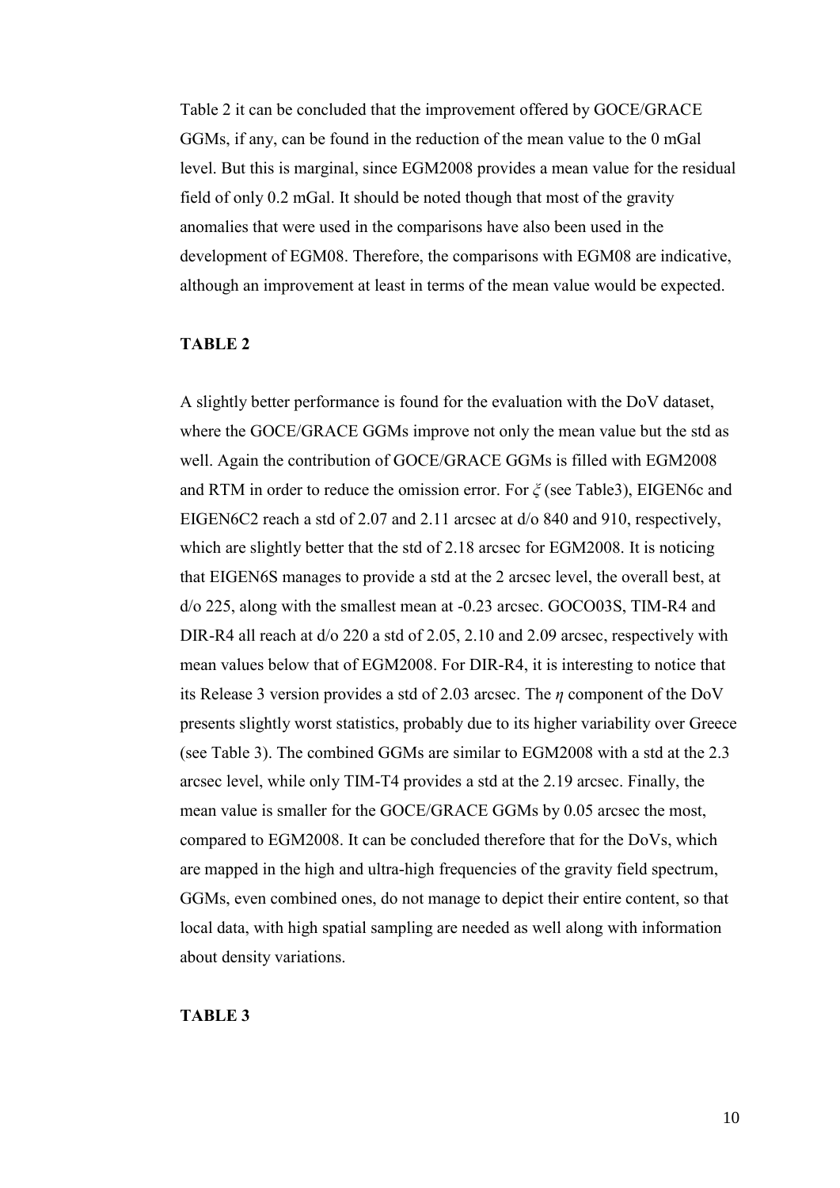Table 2 it can be concluded that the improvement offered by GOCE/GRACE GGMs, if any, can be found in the reduction of the mean value to the 0 mGal level. But this is marginal, since EGM2008 provides a mean value for the residual field of only 0.2 mGal. It should be noted though that most of the gravity anomalies that were used in the comparisons have also been used in the development of EGM08. Therefore, the comparisons with EGM08 are indicative, although an improvement at least in terms of the mean value would be expected.

**TABLE 2**

A slightly better performance is found for the evaluation with the DoV dataset, where the GOCE/GRACE GGMs improve not only the mean value but the std as well. Again the contribution of GOCE/GRACE GGMs is filled with EGM2008 and RTM in order to reduce the omission error. For $\xi$ (see Table3), EIGEN6c and EIGEN6C2 reach a std of 2.07 and 2.11 arcsec at d/o 840 and 910, respectively, which are slightly better that the std of 2.18 arcsec for EGM2008. It is noticing that EIGEN6S manages to provide a std at the 2 arcsec level, the overall best, at d/o 225, along with the smallest mean at -0.23 arcsec. GOCO03S, TIM-R4 and DIR-R4 all reach at d/o 220 a std of 2.05, 2.10 and 2.09 arcsec, respectively with mean values below that of EGM2008. For DIR-R4, it is interesting to notice that its Release 3 version provides a std of 2.03 arcsec. The $\eta$ component of the DoV presents slightly worst statistics, probably due to its higher variability over Greece (see Table 3). The combined GGMs are similar to EGM2008 with a std at the 2.3 arcsec level, while only TIM-T4 provides a std at the 2.19 arcsec. Finally, the mean value is smaller for the GOCE/GRACE GGMs by 0.05 arcsec the most, compared to EGM2008. It can be concluded therefore that for the DoVs, which are mapped in the high and ultra-high frequencies of the gravity field spectrum, GGMs, even combined ones, do not manage to depict their entire content, so that local data, with high spatial sampling are needed as well along with information about density variations.

**TABLE 3**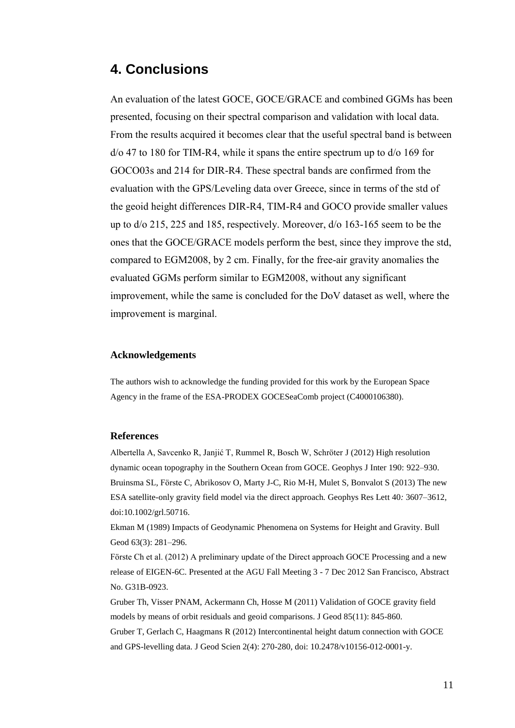## 4. Conclusions

An evaluation of the latest GOCE, GOCE/GRACE and combined GGMs has been presented, focusing on their spectral comparison and validation with local data. From the results acquired it becomes clear that the useful spectral band is between d/o 47 to 180 for TIM-R4, while it spans the entire spectrum up to d/o 169 for GOCO03s and 214 for DIR-R4. These spectral bands are confirmed from the evaluation with the GPS/Leveling data over Greece, since in terms of the std of the geoid height differences DIR-R4, TIM-R4 and GOCO provide smaller values up to d/o 215, 225 and 185, respectively. Moreover, d/o 163-165 seem to be the ones that the GOCE/GRACE models perform the best, since they improve the std, compared to EGM2008, by 2 cm. Finally, for the free-air gravity anomalies the evaluated GGMs perform similar to EGM2008, without any significant improvement, while the same is concluded for the DoV dataset as well, where the improvement is marginal.

### Acknowledgements

The authors wish to acknowledge the funding provided for this work by the European Space Agency in the frame of the ESA-PRODEX GOCESeaComb project (C4000106380).

### References

Albertella A, Savcenko R, Janjić T, Rummel R, Bosch W, Schröter J (2012) High resolution dynamic ocean topography in the Southern Ocean from GOCE. Geophys J Inter 190: 922–930.

Bruinsma SL, Förste C, Abrikosov O, Marty J-C, Rio M-H, Mulet S, Bonvalot S (2013) The new ESA satellite-only gravity field model via the direct approach. Geophys Res Lett 40*:* 3607–3612, doi:10.1002/grl.50716.

Ekman M (1989) Impacts of Geodynamic Phenomena on Systems for Height and Gravity. Bull Geod 63(3): 281–296.

Förste Ch et al. (2012) A preliminary update of the Direct approach GOCE Processing and a new release of EIGEN-6C. Presented at the AGU Fall Meeting 3 - 7 Dec 2012 San Francisco, Abstract No. G31B-0923.

Gruber Th, Visser PNAM, Ackermann Ch, Hosse M (2011) Validation of GOCE gravity field models by means of orbit residuals and geoid comparisons. J Geod 85(11): 845-860.

Gruber T, Gerlach C, Haagmans R (2012) Intercontinental height datum connection with GOCE and GPS-levelling data. J Geod Scien 2(4): 270-280, doi: 10.2478/v10156-012-0001-y.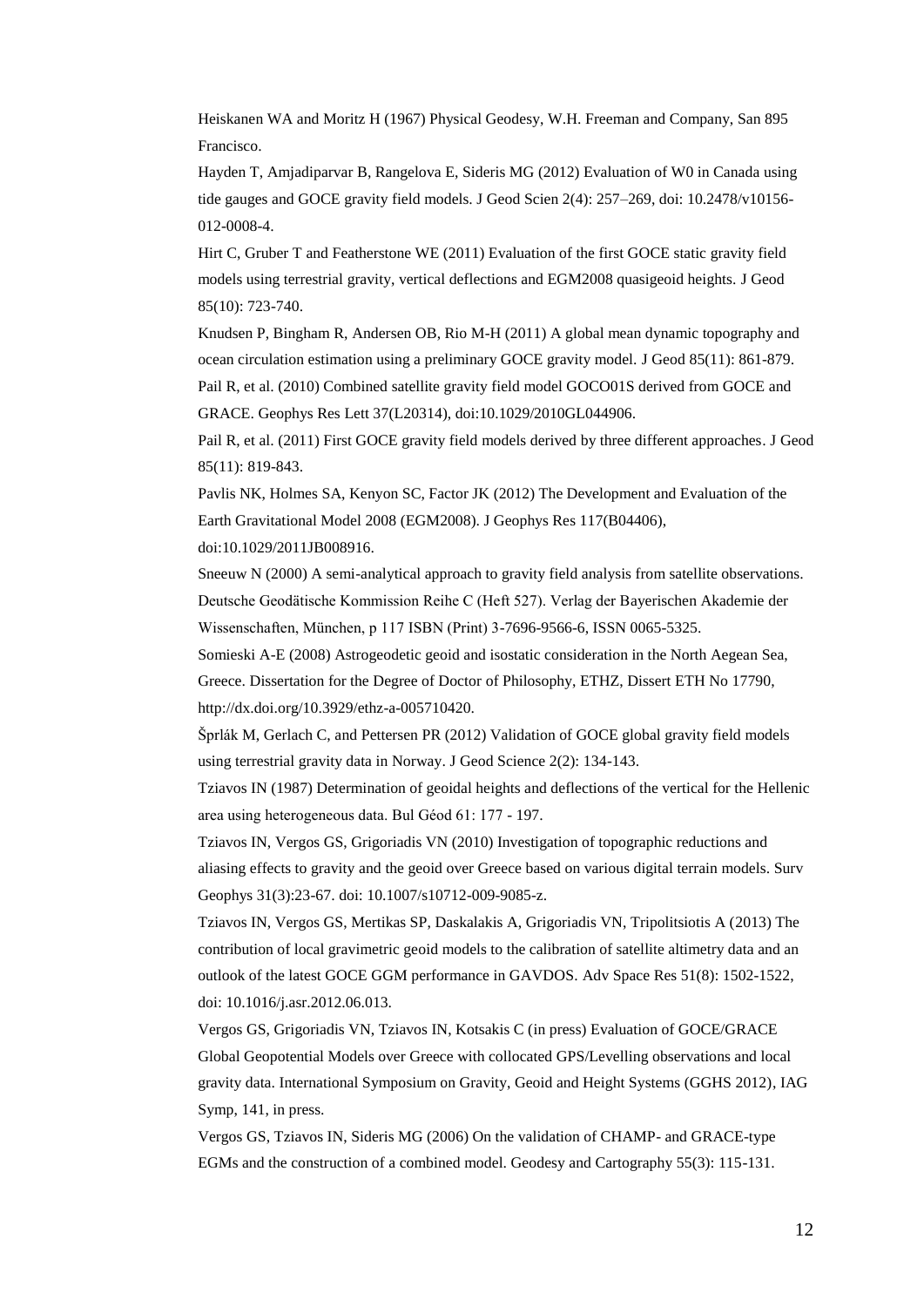Heiskanen WA and Moritz H (1967) Physical Geodesy, W.H. Freeman and Company, San 895 Francisco.

Hayden T, Amjadiparvar B, Rangelova E, Sideris MG (2012) Evaluation of W0 in Canada using tide gauges and GOCE gravity field models. J Geod Scien 2(4): 257–269, doi: 10.2478/v10156-012-0008-4.

Hirt C, Gruber T and Featherstone WE (2011) Evaluation of the first GOCE static gravity field models using terrestrial gravity, vertical deflections and EGM2008 quasigeoid heights. J Geod 85(10): 723-740.

Knudsen P, Bingham R, Andersen OB, Rio M-H (2011) A global mean dynamic topography and ocean circulation estimation using a preliminary GOCE gravity model. J Geod 85(11): 861-879.

Pail R, et al. (2010) Combined satellite gravity field model GOCO01S derived from GOCE and GRACE. Geophys Res Lett 37(L20314), doi:10.1029/2010GL044906.

Pail R, et al. (2011) First GOCE gravity field models derived by three different approaches. J Geod 85(11): 819-843.

Pavlis NK, Holmes SA, Kenyon SC, Factor JK (2012) The Development and Evaluation of the Earth Gravitational Model 2008 (EGM2008). J Geophys Res 117(B04406), doi:10.1029/2011JB008916.

Sneeuw N (2000) A semi-analytical approach to gravity field analysis from satellite observations. Deutsche Geodätische Kommission Reihe C (Heft 527). Verlag der Bayerischen Akademie der Wissenschaften, München, p 117 ISBN (Print) 3-7696-9566-6, ISSN 0065-5325.

Somieski A-E (2008) Astrogeodetic geoid and isostatic consideration in the North Aegean Sea, Greece. Dissertation for the Degree of Doctor of Philosophy, ETHZ, Dissert ETH No 17790, http://dx.doi.org/10.3929/ethz-a-005710420.

Šprlák M, Gerlach C, and Pettersen PR (2012) Validation of GOCE global gravity field models using terrestrial gravity data in Norway. J Geod Science 2(2): 134-143.

Tziavos IN (1987) Determination of geoidal heights and deflections of the vertical for the Hellenic area using heterogeneous data. Bul Géod 61: 177 - 197.

Tziavos IN, Vergos GS, Grigoriadis VN (2010) Investigation of topographic reductions and aliasing effects to gravity and the geoid over Greece based on various digital terrain models. Surv Geophys 31(3):23-67. doi: 10.1007/s10712-009-9085-z.

Tziavos IN, Vergos GS, Mertikas SP, Daskalakis A, Grigoriadis VN, Tripolitsiotis A (2013) The contribution of local gravimetric geoid models to the calibration of satellite altimetry data and an outlook of the latest GOCE GGM performance in GAVDOS. Adv Space Res 51(8): 1502-1522, doi: 10.1016/j.asr.2012.06.013.

Vergos GS, Grigoriadis VN, Tziavos IN, Kotsakis C (in press) Evaluation of GOCE/GRACE Global Geopotential Models over Greece with collocated GPS/Levelling observations and local gravity data. International Symposium on Gravity, Geoid and Height Systems (GGHS 2012), IAG Symp, 141, in press.

Vergos GS, Tziavos IN, Sideris MG (2006) On the validation of CHAMP- and GRACE-type EGMs and the construction of a combined model. Geodesy and Cartography 55(3): 115-131.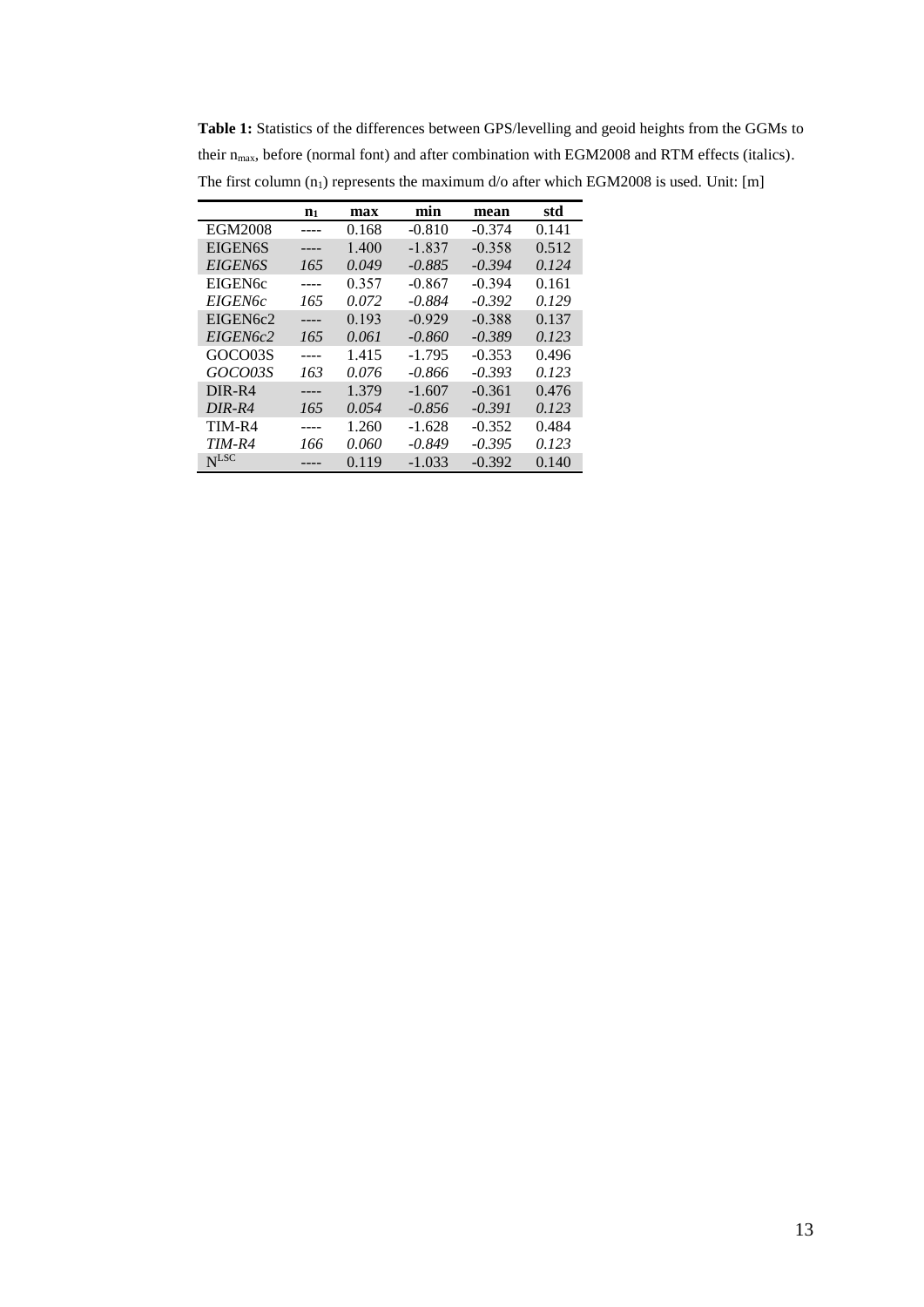**Table 1:** Statistics of the differences between GPS/levelling and geoid heights from the GGMs to their $n_{max}$, before (normal font) and after combination with EGM2008 and RTM effects (italics). The first column ($n_1$) represents the maximum d/o after which EGM2008 is used. Unit: [m]

| | $\mathbf{n_1}$ | **max** | **min** | **mean** | **std** |
|---|---|---|---|---|---|
| EGM2008 | ---- | 0.168 | -0.810 | -0.374 | 0.141 |
| EIGEN6S | ---- | 1.400 | -1.837 | -0.358 | 0.512 |
| *EIGEN6S* | *165* | *0.049* | *-0.885* | *-0.394* | *0.124* |
| EIGEN6c | ---- | 0.357 | -0.867 | -0.394 | 0.161 |
| *EIGEN6c* | *165* | *0.072* | *-0.884* | *-0.392* | *0.129* |
| EIGEN6c2 | ---- | 0.193 | -0.929 | -0.388 | 0.137 |
| *EIGEN6c2* | *165* | *0.061* | *-0.860* | *-0.389* | *0.123* |
| GOCO03S | ---- | 1.415 | -1.795 | -0.353 | 0.496 |
| *GOCO03S* | *163* | *0.076* | *-0.866* | *-0.393* | *0.123* |
| DIR-R4 | ---- | 1.379 | -1.607 | -0.361 | 0.476 |
| *DIR-R4* | *165* | *0.054* | *-0.856* | *-0.391* | *0.123* |
| TIM-R4 | ---- | 1.260 | -1.628 | -0.352 | 0.484 |
| *TIM-R4* | *166* | *0.060* | *-0.849* | *-0.395* | *0.123* |
| $N^{LSC}$ | ---- | 0.119 | -1.033 | -0.392 | 0.140 |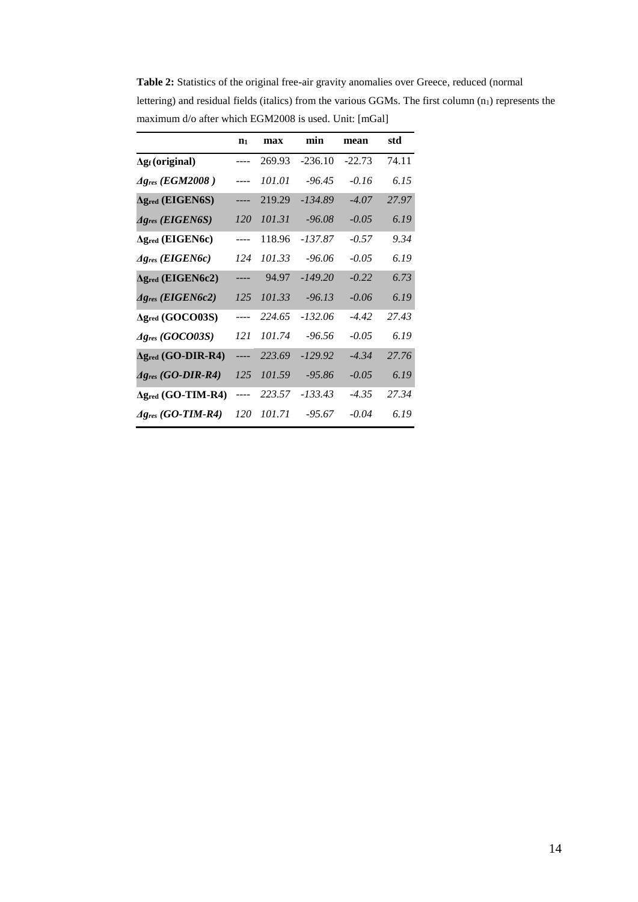**Table 2:** Statistics of the original free-air gravity anomalies over Greece, reduced (normal lettering) and residual fields (italics) from the various GGMs. The first column ($n_1$) represents the maximum d/o after which EGM2008 is used. Unit: [mGal]

| | $n_1$ | max | min | mean | std |
|---|---|---|---|---|---|
| **$\Delta g_f$ (original)** | ---- | 269.93 | -236.10 | -22.73 | 74.11 |
| ***$\Delta g_{res}$ (EGM2008 )*** | ---- | *101.01* | *-96.45* | *-0.16* | *6.15* |
| **$\Delta g_{red}$ (EIGEN6S)** | ---- | 219.29 | *-134.89* | *-4.07* | *27.97* |
| ***$\Delta g_{res}$ (EIGEN6S)*** | *120* | *101.31* | *-96.08* | *-0.05* | *6.19* |
| **$\Delta g_{red}$ (EIGEN6c)** | ---- | 118.96 | *-137.87* | *-0.57* | *9.34* |
| ***$\Delta g_{res}$ (EIGEN6c)*** | *124* | *101.33* | *-96.06* | *-0.05* | *6.19* |
| **$\Delta g_{red}$ (EIGEN6c2)** | ---- | 94.97 | *-149.20* | *-0.22* | *6.73* |
| ***$\Delta g_{res}$ (EIGEN6c2)*** | *125* | *101.33* | *-96.13* | *-0.06* | *6.19* |
| **$\Delta g_{red}$ (GOCO03S)** | ---- | *224.65* | *-132.06* | *-4.42* | *27.43* |
| ***$\Delta g_{res}$ (GOCO03S)*** | *121* | *101.74* | *-96.56* | *-0.05* | *6.19* |
| **$\Delta g_{red}$ (GO-DIR-R4)** | ---- | *223.69* | *-129.92* | *-4.34* | *27.76* |
| ***$\Delta g_{res}$ (GO-DIR-R4)*** | *125* | *101.59* | *-95.86* | *-0.05* | *6.19* |
| **$\Delta g_{red}$ (GO-TIM-R4)** | ---- | *223.57* | *-133.43* | *-4.35* | *27.34* |
| ***$\Delta g_{res}$ (GO-TIM-R4)*** | *120* | *101.71* | *-95.67* | *-0.04* | *6.19* |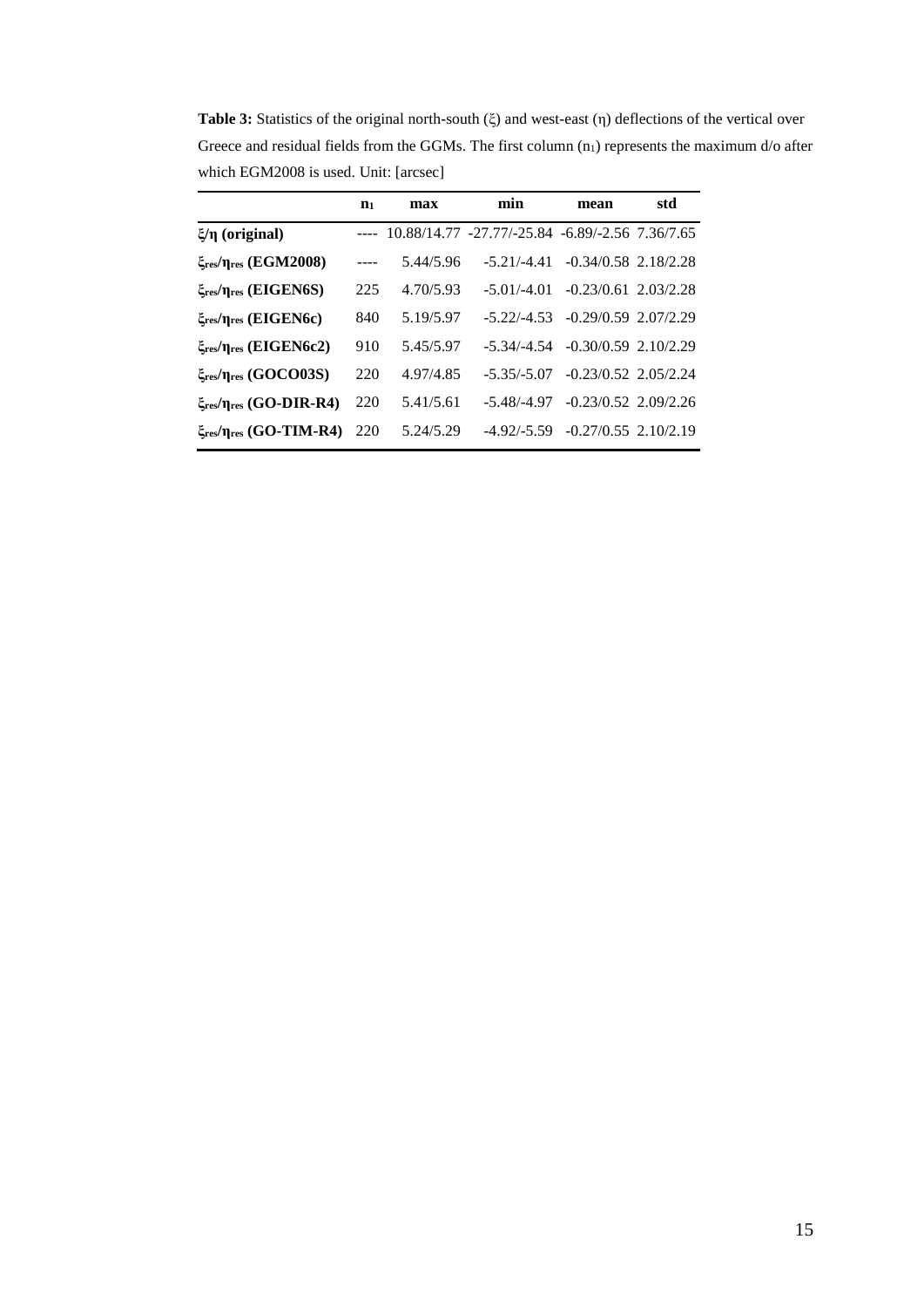**Table 3:** Statistics of the original north-south (ξ) and west-east (η) deflections of the vertical over Greece and residual fields from the GGMs. The first column ($n_1$) represents the maximum d/o after which EGM2008 is used. Unit: [arcsec]

| | $n_1$ | max | min | mean | std |
|---|---|---|---|---|---|
| **ξ/η (original)** | ---- | 10.88/14.77 | -27.77/-25.84 | -6.89/-2.56 | 7.36/7.65 |
| **$\xi_{res}/\eta_{res}$ (EGM2008)** | ---- | 5.44/5.96 | -5.21/-4.41 | -0.34/0.58 | 2.18/2.28 |
| **$\xi_{res}/\eta_{res}$ (EIGEN6S)** | 225 | 4.70/5.93 | -5.01/-4.01 | -0.23/0.61 | 2.03/2.28 |
| **$\xi_{res}/\eta_{res}$ (EIGEN6c)** | 840 | 5.19/5.97 | -5.22/-4.53 | -0.29/0.59 | 2.07/2.29 |
| **$\xi_{res}/\eta_{res}$ (EIGEN6c2)** | 910 | 5.45/5.97 | -5.34/-4.54 | -0.30/0.59 | 2.10/2.29 |
| **$\xi_{res}/\eta_{res}$ (GOCO03S)** | 220 | 4.97/4.85 | -5.35/-5.07 | -0.23/0.52 | 2.05/2.24 |
| **$\xi_{res}/\eta_{res}$ (GO-DIR-R4)** | 220 | 5.41/5.61 | -5.48/-4.97 | -0.23/0.52 | 2.09/2.26 |
| **$\xi_{res}/\eta_{res}$ (GO-TIM-R4)** | 220 | 5.24/5.29 | -4.92/-5.59 | -0.27/0.55 | 2.10/2.19 |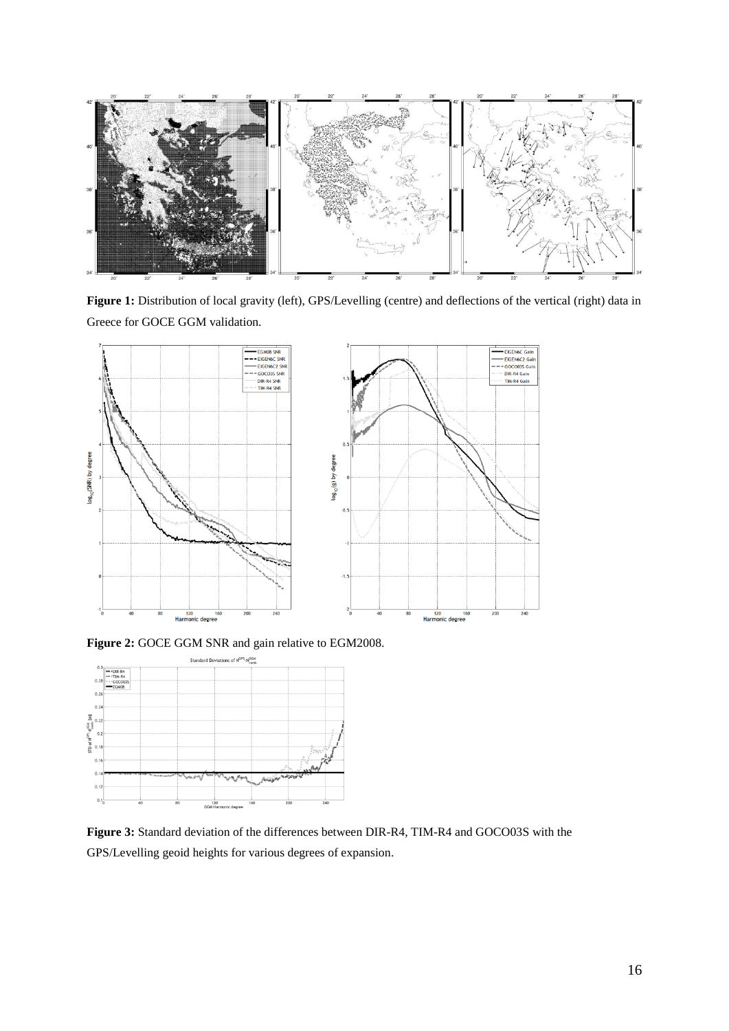20° 22° 24° 26° 28°
42° 40° 38° 36° 34°

**Figure 1:** Distribution of local gravity (left), GPS/Levelling (centre) and deflections of the vertical (right) data in Greece for GOCE GGM validation.

EGM08 SNR
EIGEN6C SNR
EIGEN6C2 SNR
GOCO03S SNR
DIR-R4 SNR
TIM-R4 SNR

$\log_{10}$(SNR) by degree

Harmonic degree

EIGEN6C Gain
EIGEN6C2 Gain
GOCO03S Gain
DIR-R4 Gain
TIM-R4 Gain

$\log_{10}$(|g|) by degree

Harmonic degree

**Figure 2:** GOCE GGM SNR and gain relative to EGM2008.

Standard Deviations of $N^{GPS}$-$N^{GGM}_{comb}$

DIR-R4
TIM-R4
GOCO03S
EGM08

STD of $N^{GPS}$-$N^{GGM}_{comb}$ [m]

GGM Harmonic degree

**Figure 3:** Standard deviation of the differences between DIR-R4, TIM-R4 and GOCO03S with the GPS/Levelling geoid heights for various degrees of expansion.